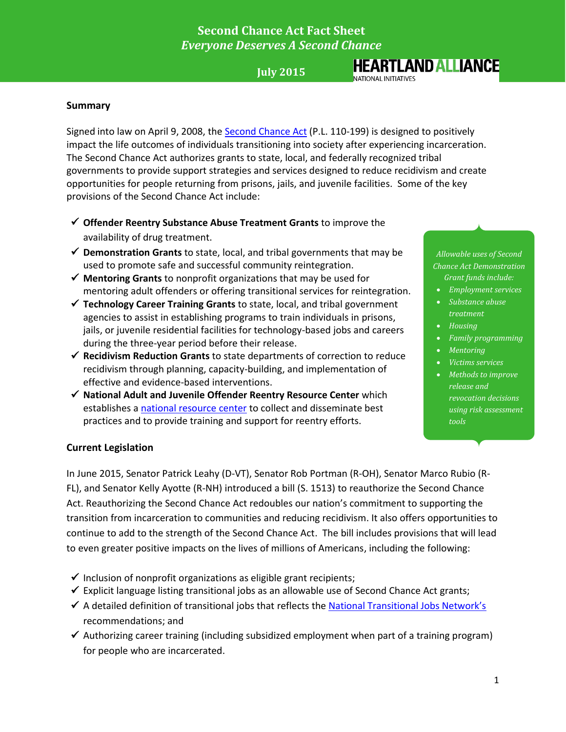# Second Chance Act Fact Sheet
*Everyone Deserves A Second Chance*

**July 2015**

HEARTLAND ALLIANCE NATIONAL INITIATIVES

## Summary

Signed into law on April 9, 2008, the [Second Chance Act](#) (P.L. 110-199) is designed to positively impact the life outcomes of individuals transitioning into society after experiencing incarceration. The Second Chance Act authorizes grants to state, local, and federally recognized tribal governments to provide support strategies and services designed to reduce recidivism and create opportunities for people returning from prisons, jails, and juvenile facilities. Some of the key provisions of the Second Chance Act include:

- ✓ **Offender Reentry Substance Abuse Treatment Grants** to improve the availability of drug treatment.
- ✓ **Demonstration Grants** to state, local, and tribal governments that may be used to promote safe and successful community reintegration.
- ✓ **Mentoring Grants** to nonprofit organizations that may be used for mentoring adult offenders or offering transitional services for reintegration.
- ✓ **Technology Career Training Grants** to state, local, and tribal government agencies to assist in establishing programs to train individuals in prisons, jails, or juvenile residential facilities for technology-based jobs and careers during the three-year period before their release.
- ✓ **Recidivism Reduction Grants** to state departments of correction to reduce recidivism through planning, capacity-building, and implementation of effective and evidence-based interventions.
- ✓ **National Adult and Juvenile Offender Reentry Resource Center** which establishes a [national resource center](#) to collect and disseminate best practices and to provide training and support for reentry efforts.

*Allowable uses of Second Chance Act Demonstration Grant funds include:*

- *Employment services*
- *Substance abuse treatment*
- *Housing*
- *Family programming*
- *Mentoring*
- *Victims services*
- *Methods to improve release and revocation decisions using risk assessment tools*

## Current Legislation

In June 2015, Senator Patrick Leahy (D-VT), Senator Rob Portman (R-OH), Senator Marco Rubio (R-FL), and Senator Kelly Ayotte (R-NH) introduced a bill (S. 1513) to reauthorize the Second Chance Act. Reauthorizing the Second Chance Act redoubles our nation's commitment to supporting the transition from incarceration to communities and reducing recidivism. It also offers opportunities to continue to add to the strength of the Second Chance Act. The bill includes provisions that will lead to even greater positive impacts on the lives of millions of Americans, including the following:

- ✓ Inclusion of nonprofit organizations as eligible grant recipients;
- ✓ Explicit language listing transitional jobs as an allowable use of Second Chance Act grants;
- ✓ A detailed definition of transitional jobs that reflects the [National Transitional Jobs Network's](#) recommendations; and
- ✓ Authorizing career training (including subsidized employment when part of a training program) for people who are incarcerated.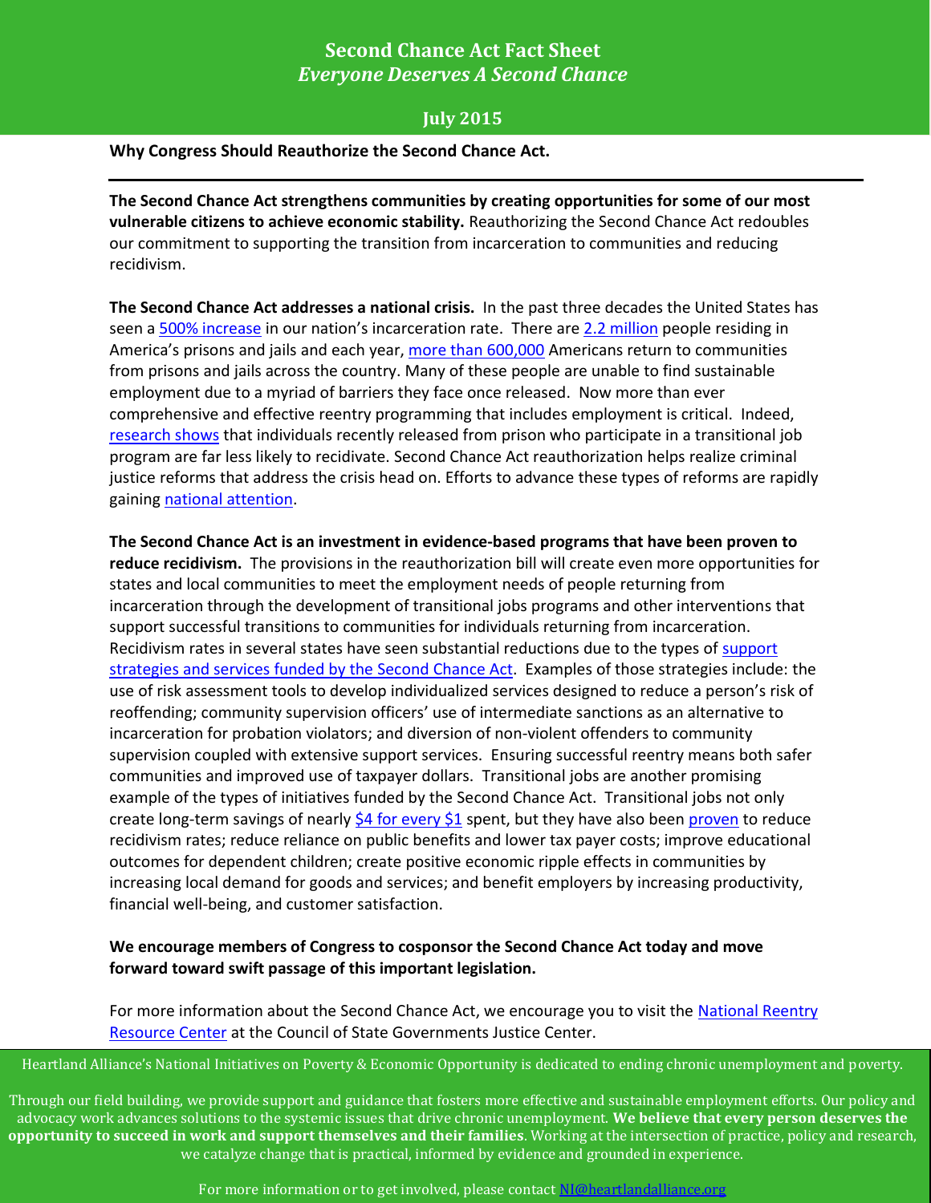# Second Chance Act Fact Sheet

## *Everyone Deserves A Second Chance*

### July 2015

**Why Congress Should Reauthorize the Second Chance Act.**

---

**The Second Chance Act strengthens communities by creating opportunities for some of our most vulnerable citizens to achieve economic stability.** Reauthorizing the Second Chance Act redoubles our commitment to supporting the transition from incarceration to communities and reducing recidivism.

**The Second Chance Act addresses a national crisis.** In the past three decades the United States has seen a 500% increase in our nation's incarceration rate. There are 2.2 million people residing in America's prisons and jails and each year, more than 600,000 Americans return to communities from prisons and jails across the country. Many of these people are unable to find sustainable employment due to a myriad of barriers they face once released. Now more than ever comprehensive and effective reentry programming that includes employment is critical. Indeed, research shows that individuals recently released from prison who participate in a transitional job program are far less likely to recidivate. Second Chance Act reauthorization helps realize criminal justice reforms that address the crisis head on. Efforts to advance these types of reforms are rapidly gaining national attention.

**The Second Chance Act is an investment in evidence-based programs that have been proven to reduce recidivism.** The provisions in the reauthorization bill will create even more opportunities for states and local communities to meet the employment needs of people returning from incarceration through the development of transitional jobs programs and other interventions that support successful transitions to communities for individuals returning from incarceration. Recidivism rates in several states have seen substantial reductions due to the types of support strategies and services funded by the Second Chance Act. Examples of those strategies include: the use of risk assessment tools to develop individualized services designed to reduce a person's risk of reoffending; community supervision officers' use of intermediate sanctions as an alternative to incarceration for probation violators; and diversion of non-violent offenders to community supervision coupled with extensive support services. Ensuring successful reentry means both safer communities and improved use of taxpayer dollars. Transitional jobs are another promising example of the types of initiatives funded by the Second Chance Act. Transitional jobs not only create long-term savings of nearly $4 for every $1 spent, but they have also been proven to reduce recidivism rates; reduce reliance on public benefits and lower tax payer costs; improve educational outcomes for dependent children; create positive economic ripple effects in communities by increasing local demand for goods and services; and benefit employers by increasing productivity, financial well-being, and customer satisfaction.

**We encourage members of Congress to cosponsor the Second Chance Act today and move forward toward swift passage of this important legislation.**

For more information about the Second Chance Act, we encourage you to visit the National Reentry Resource Center at the Council of State Governments Justice Center.

---

Heartland Alliance's National Initiatives on Poverty & Economic Opportunity is dedicated to ending chronic unemployment and poverty.

Through our field building, we provide support and guidance that fosters more effective and sustainable employment efforts. Our policy and advocacy work advances solutions to the systemic issues that drive chronic unemployment. **We believe that every person deserves the opportunity to succeed in work and support themselves and their families**. Working at the intersection of practice, policy and research, we catalyze change that is practical, informed by evidence and grounded in experience.

For more information or to get involved, please contact NI@heartlandalliance.org